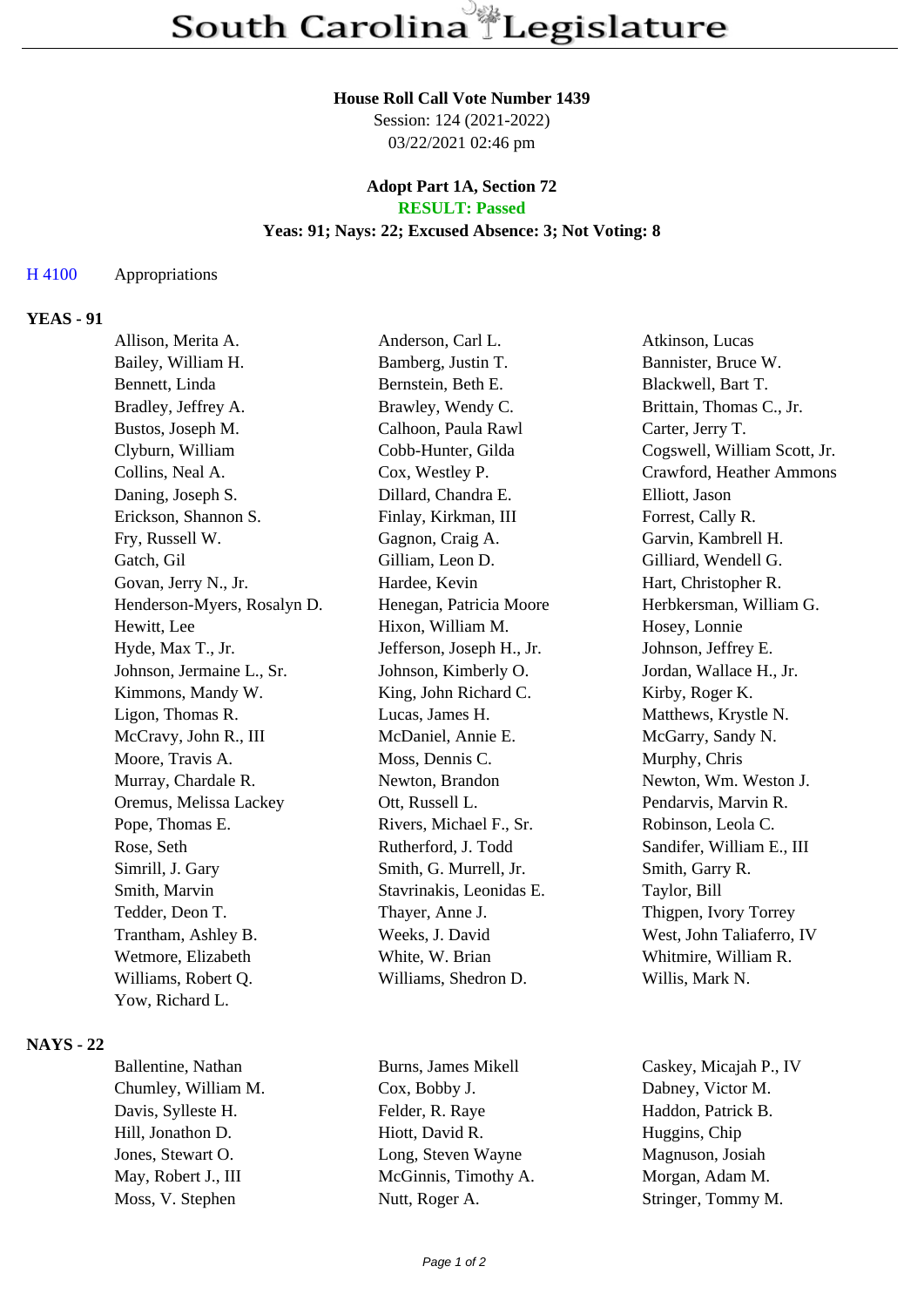# South Carolina Legislature

**House Roll Call Vote Number 1439**
Session: 124 (2021-2022)
03/22/2021 02:46 pm

**Adopt Part 1A, Section 72**
**RESULT: Passed**
**Yeas: 91; Nays: 22; Excused Absence: 3; Not Voting: 8**

H 4100 Appropriations

**YEAS - 91**

| | | |
|---|---|---|
| Allison, Merita A. | Anderson, Carl L. | Atkinson, Lucas |
| Bailey, William H. | Bamberg, Justin T. | Bannister, Bruce W. |
| Bennett, Linda | Bernstein, Beth E. | Blackwell, Bart T. |
| Bradley, Jeffrey A. | Brawley, Wendy C. | Brittain, Thomas C., Jr. |
| Bustos, Joseph M. | Calhoon, Paula Rawl | Carter, Jerry T. |
| Clyburn, William | Cobb-Hunter, Gilda | Cogswell, William Scott, Jr. |
| Collins, Neal A. | Cox, Westley P. | Crawford, Heather Ammons |
| Daning, Joseph S. | Dillard, Chandra E. | Elliott, Jason |
| Erickson, Shannon S. | Finlay, Kirkman, III | Forrest, Cally R. |
| Fry, Russell W. | Gagnon, Craig A. | Garvin, Kambrell H. |
| Gatch, Gil | Gilliam, Leon D. | Gilliard, Wendell G. |
| Govan, Jerry N., Jr. | Hardee, Kevin | Hart, Christopher R. |
| Henderson-Myers, Rosalyn D. | Henegan, Patricia Moore | Herbkersman, William G. |
| Hewitt, Lee | Hixon, William M. | Hosey, Lonnie |
| Hyde, Max T., Jr. | Jefferson, Joseph H., Jr. | Johnson, Jeffrey E. |
| Johnson, Jermaine L., Sr. | Johnson, Kimberly O. | Jordan, Wallace H., Jr. |
| Kimmons, Mandy W. | King, John Richard C. | Kirby, Roger K. |
| Ligon, Thomas R. | Lucas, James H. | Matthews, Krystle N. |
| McCravy, John R., III | McDaniel, Annie E. | McGarry, Sandy N. |
| Moore, Travis A. | Moss, Dennis C. | Murphy, Chris |
| Murray, Chardale R. | Newton, Brandon | Newton, Wm. Weston J. |
| Oremus, Melissa Lackey | Ott, Russell L. | Pendarvis, Marvin R. |
| Pope, Thomas E. | Rivers, Michael F., Sr. | Robinson, Leola C. |
| Rose, Seth | Rutherford, J. Todd | Sandifer, William E., III |
| Simrill, J. Gary | Smith, G. Murrell, Jr. | Smith, Garry R. |
| Smith, Marvin | Stavrinakis, Leonidas E. | Taylor, Bill |
| Tedder, Deon T. | Thayer, Anne J. | Thigpen, Ivory Torrey |
| Trantham, Ashley B. | Weeks, J. David | West, John Taliaferro, IV |
| Wetmore, Elizabeth | White, W. Brian | Whitmire, William R. |
| Williams, Robert Q. | Williams, Shedron D. | Willis, Mark N. |
| Yow, Richard L. | | |

**NAYS - 22**

| | | |
|---|---|---|
| Ballentine, Nathan | Burns, James Mikell | Caskey, Micajah P., IV |
| Chumley, William M. | Cox, Bobby J. | Dabney, Victor M. |
| Davis, Sylleste H. | Felder, R. Raye | Haddon, Patrick B. |
| Hill, Jonathon D. | Hiott, David R. | Huggins, Chip |
| Jones, Stewart O. | Long, Steven Wayne | Magnuson, Josiah |
| May, Robert J., III | McGinnis, Timothy A. | Morgan, Adam M. |
| Moss, V. Stephen | Nutt, Roger A. | Stringer, Tommy M. |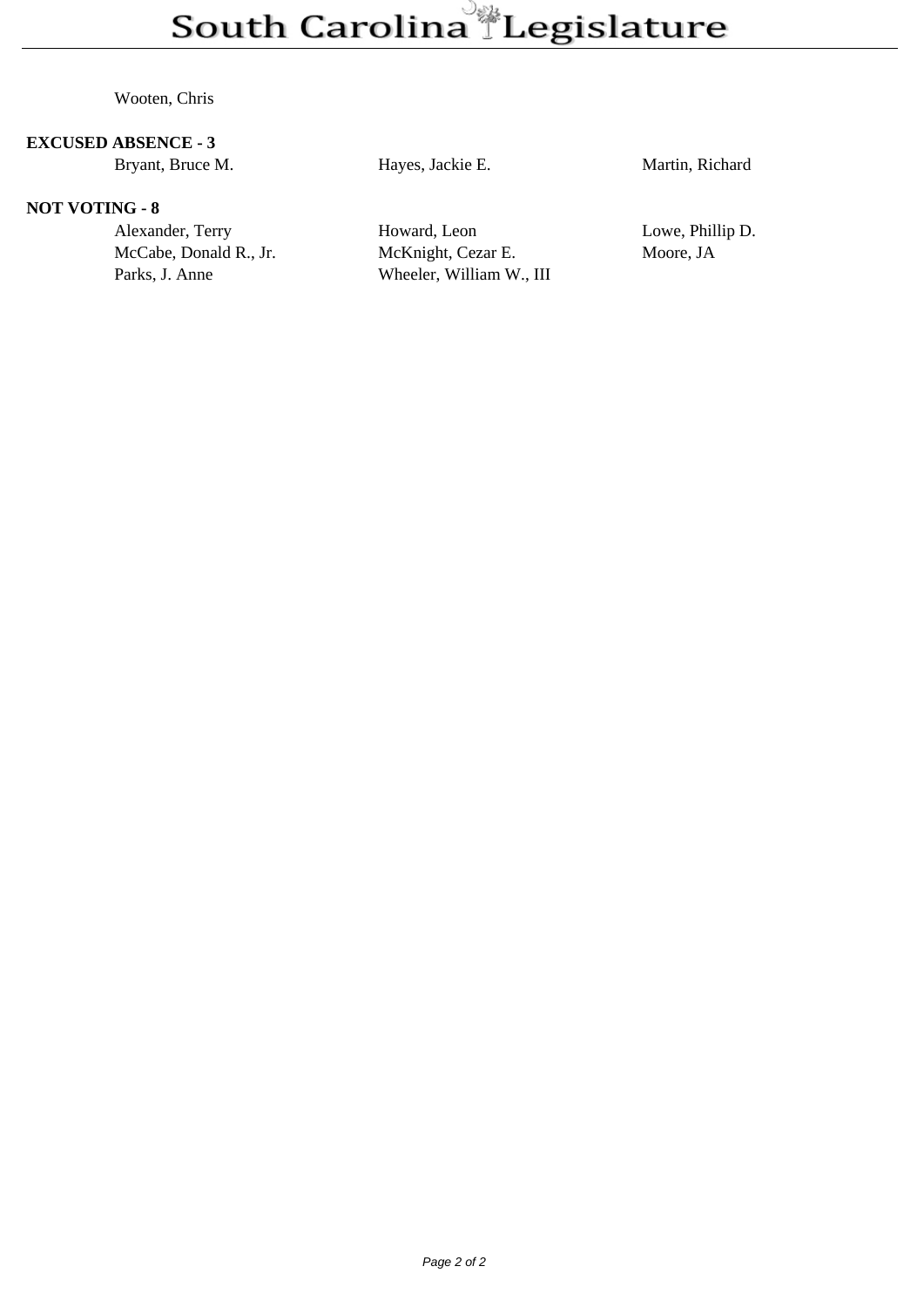Wooten, Chris

**EXCUSED ABSENCE - 3**

| | | |
|---|---|---|
| Bryant, Bruce M. | Hayes, Jackie E. | Martin, Richard |

**NOT VOTING - 8**

| | | |
|---|---|---|
| Alexander, Terry | Howard, Leon | Lowe, Phillip D. |
| McCabe, Donald R., Jr. | McKnight, Cezar E. | Moore, JA |
| Parks, J. Anne | Wheeler, William W., III | |